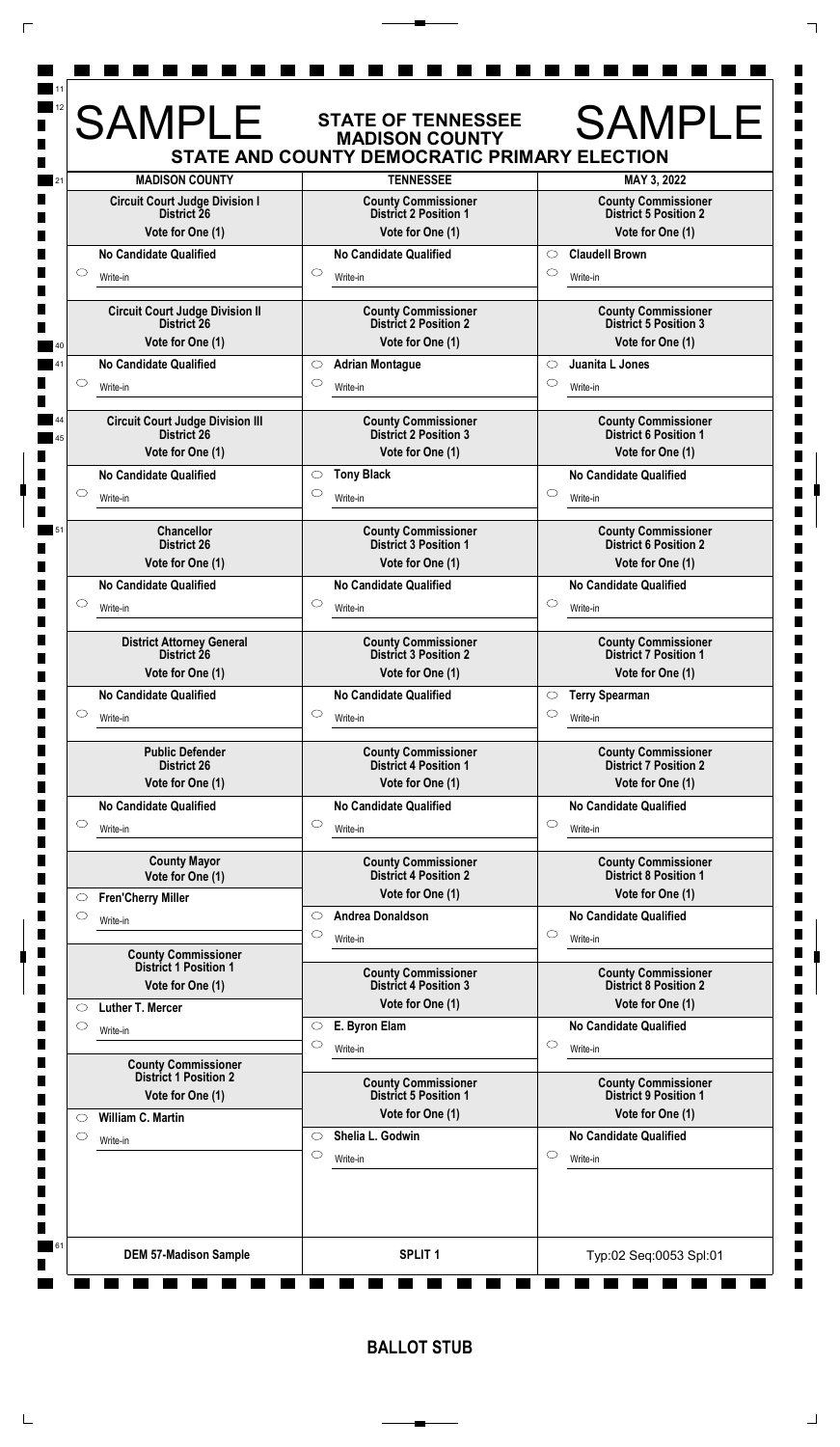# SAMPLE — STATE OF TENNESSEE MADISON COUNTY — SAMPLE

## STATE AND COUNTY DEMOCRATIC PRIMARY ELECTION

MADISON COUNTY — TENNESSEE — MAY 3, 2022

### Circuit Court Judge Division I District 26
Vote for One (1)

No Candidate Qualified

○ Write-in

### Circuit Court Judge Division II District 26
Vote for One (1)

No Candidate Qualified

○ Write-in

### Circuit Court Judge Division III District 26
Vote for One (1)

No Candidate Qualified

○ Write-in

### Chancellor District 26
Vote for One (1)

No Candidate Qualified

○ Write-in

### District Attorney General District 26
Vote for One (1)

No Candidate Qualified

○ Write-in

### Public Defender District 26
Vote for One (1)

No Candidate Qualified

○ Write-in

### County Mayor
Vote for One (1)

○ Fren'Cherry Miller

○ Write-in

### County Commissioner District 1 Position 1
Vote for One (1)

○ Luther T. Mercer

○ Write-in

### County Commissioner District 1 Position 2
Vote for One (1)

○ William C. Martin

○ Write-in

### County Commissioner District 2 Position 1
Vote for One (1)

No Candidate Qualified

○ Write-in

### County Commissioner District 2 Position 2
Vote for One (1)

○ Adrian Montague

○ Write-in

### County Commissioner District 2 Position 3
Vote for One (1)

○ Tony Black

○ Write-in

### County Commissioner District 3 Position 1
Vote for One (1)

No Candidate Qualified

○ Write-in

### County Commissioner District 3 Position 2
Vote for One (1)

No Candidate Qualified

○ Write-in

### County Commissioner District 4 Position 1
Vote for One (1)

No Candidate Qualified

○ Write-in

### County Commissioner District 4 Position 2
Vote for One (1)

○ Andrea Donaldson

○ Write-in

### County Commissioner District 4 Position 3
Vote for One (1)

○ E. Byron Elam

○ Write-in

### County Commissioner District 5 Position 1
Vote for One (1)

○ Shelia L. Godwin

○ Write-in

### County Commissioner District 5 Position 2
Vote for One (1)

○ Claudell Brown

○ Write-in

### County Commissioner District 5 Position 3
Vote for One (1)

○ Juanita L Jones

○ Write-in

### County Commissioner District 6 Position 1
Vote for One (1)

No Candidate Qualified

○ Write-in

### County Commissioner District 6 Position 2
Vote for One (1)

No Candidate Qualified

○ Write-in

### County Commissioner District 7 Position 1
Vote for One (1)

○ Terry Spearman

○ Write-in

### County Commissioner District 7 Position 2
Vote for One (1)

No Candidate Qualified

○ Write-in

### County Commissioner District 8 Position 1
Vote for One (1)

No Candidate Qualified

○ Write-in

### County Commissioner District 8 Position 2
Vote for One (1)

No Candidate Qualified

○ Write-in

### County Commissioner District 9 Position 1
Vote for One (1)

No Candidate Qualified

○ Write-in

DEM 57-Madison Sample — SPLIT 1 — Typ:02 Seq:0053 Spl:01

**BALLOT STUB**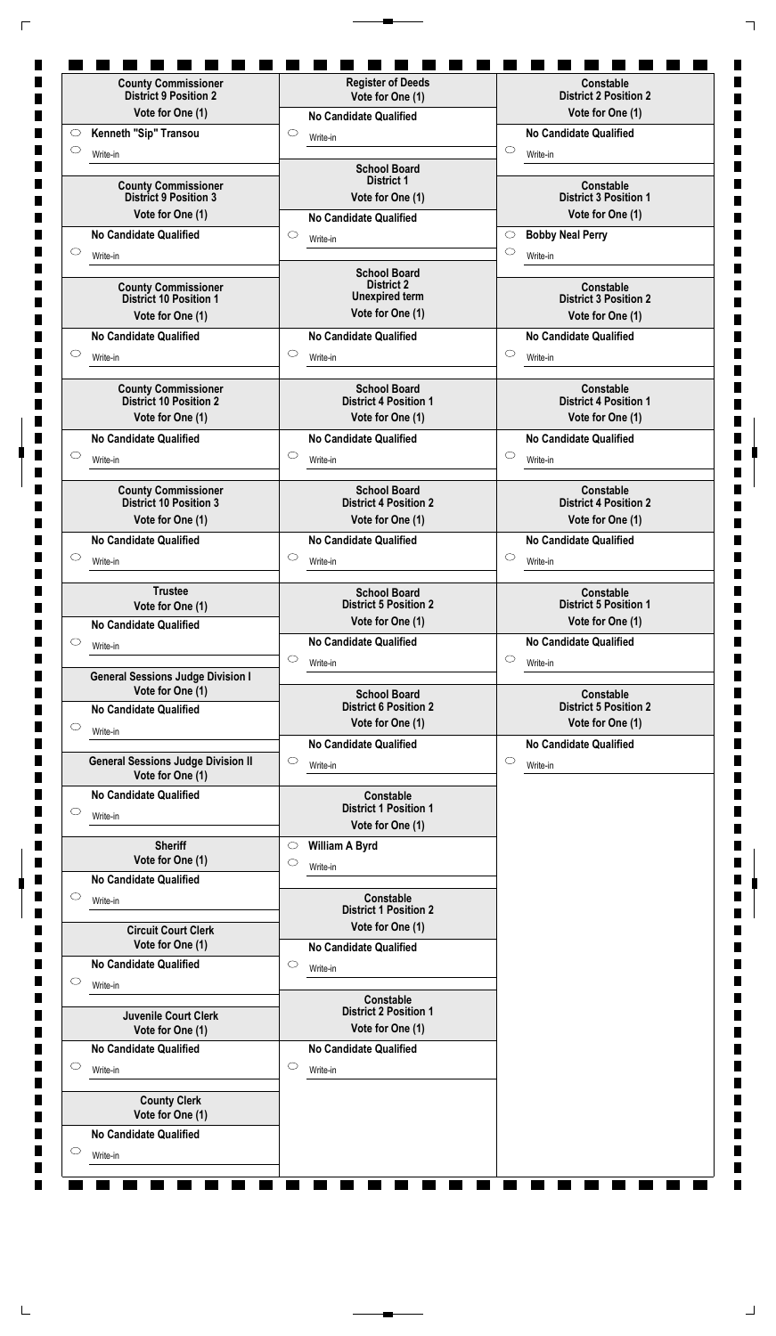**County Commissioner**
**District 9 Position 2**
**Vote for One (1)**

- Kenneth "Sip" Transou
- Write-in

**County Commissioner**
**District 9 Position 3**
**Vote for One (1)**

No Candidate Qualified

- Write-in

**County Commissioner**
**District 10 Position 1**
**Vote for One (1)**

No Candidate Qualified

- Write-in

**County Commissioner**
**District 10 Position 2**
**Vote for One (1)**

No Candidate Qualified

- Write-in

**County Commissioner**
**District 10 Position 3**
**Vote for One (1)**

No Candidate Qualified

- Write-in

**Trustee**
**Vote for One (1)**

No Candidate Qualified

- Write-in

**General Sessions Judge Division I**
**Vote for One (1)**

No Candidate Qualified

- Write-in

**General Sessions Judge Division II**
**Vote for One (1)**

No Candidate Qualified

- Write-in

**Sheriff**
**Vote for One (1)**

No Candidate Qualified

- Write-in

**Circuit Court Clerk**
**Vote for One (1)**

No Candidate Qualified

- Write-in

**Juvenile Court Clerk**
**Vote for One (1)**

No Candidate Qualified

- Write-in

**County Clerk**
**Vote for One (1)**

No Candidate Qualified

- Write-in

**Register of Deeds**
**Vote for One (1)**

No Candidate Qualified

- Write-in

**School Board**
**District 1**
**Vote for One (1)**

No Candidate Qualified

- Write-in

**School Board**
**District 2**
**Unexpired term**
**Vote for One (1)**

No Candidate Qualified

- Write-in

**School Board**
**District 4 Position 1**
**Vote for One (1)**

No Candidate Qualified

- Write-in

**School Board**
**District 4 Position 2**
**Vote for One (1)**

No Candidate Qualified

- Write-in

**School Board**
**District 5 Position 2**
**Vote for One (1)**

No Candidate Qualified

- Write-in

**School Board**
**District 6 Position 2**
**Vote for One (1)**

No Candidate Qualified

- Write-in

**Constable**
**District 1 Position 1**
**Vote for One (1)**

- William A Byrd
- Write-in

**Constable**
**District 1 Position 2**
**Vote for One (1)**

No Candidate Qualified

- Write-in

**Constable**
**District 2 Position 1**
**Vote for One (1)**

No Candidate Qualified

- Write-in

**Constable**
**District 2 Position 2**
**Vote for One (1)**

No Candidate Qualified

- Write-in

**Constable**
**District 3 Position 1**
**Vote for One (1)**

- Bobby Neal Perry
- Write-in

**Constable**
**District 3 Position 2**
**Vote for One (1)**

No Candidate Qualified

- Write-in

**Constable**
**District 4 Position 1**
**Vote for One (1)**

No Candidate Qualified

- Write-in

**Constable**
**District 4 Position 2**
**Vote for One (1)**

No Candidate Qualified

- Write-in

**Constable**
**District 5 Position 1**
**Vote for One (1)**

No Candidate Qualified

- Write-in

**Constable**
**District 5 Position 2**
**Vote for One (1)**

No Candidate Qualified

- Write-in